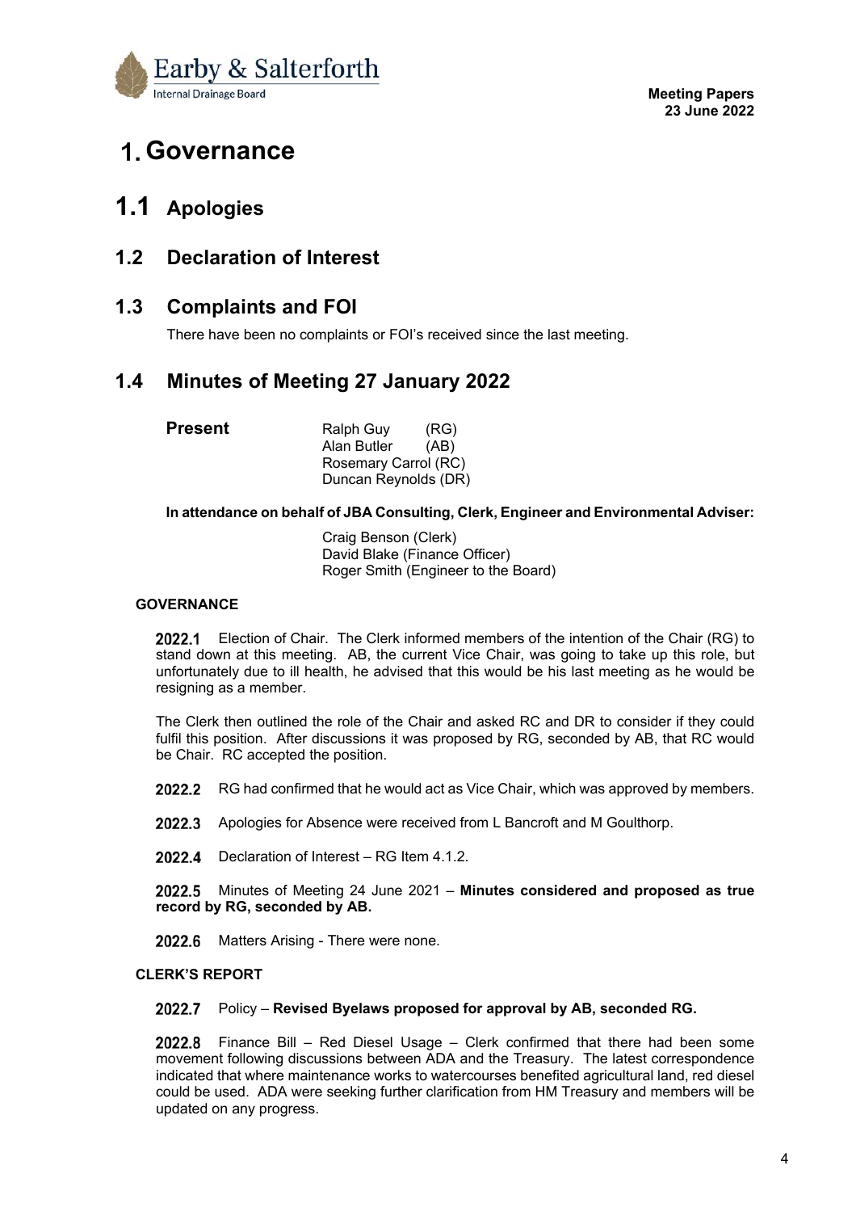# 1. Governance

## 1.1 Apologies

## 1.2 Declaration of Interest

## 1.3 Complaints and FOI

There have been no complaints or FOI's received since the last meeting.

## 1.4 Minutes of Meeting 27 January 2022

**Present**

Ralph Guy (RG)
Alan Butler (AB)
Rosemary Carrol (RC)
Duncan Reynolds (DR)

**In attendance on behalf of JBA Consulting, Clerk, Engineer and Environmental Adviser:**

Craig Benson (Clerk)
David Blake (Finance Officer)
Roger Smith (Engineer to the Board)

**GOVERNANCE**

**2022.1** Election of Chair. The Clerk informed members of the intention of the Chair (RG) to stand down at this meeting. AB, the current Vice Chair, was going to take up this role, but unfortunately due to ill health, he advised that this would be his last meeting as he would be resigning as a member.

The Clerk then outlined the role of the Chair and asked RC and DR to consider if they could fulfil this position. After discussions it was proposed by RG, seconded by AB, that RC would be Chair. RC accepted the position.

**2022.2** RG had confirmed that he would act as Vice Chair, which was approved by members.

**2022.3** Apologies for Absence were received from L Bancroft and M Goulthorp.

**2022.4** Declaration of Interest – RG Item 4.1.2.

**2022.5** Minutes of Meeting 24 June 2021 – **Minutes considered and proposed as true record by RG, seconded by AB.**

**2022.6** Matters Arising - There were none.

**CLERK'S REPORT**

**2022.7** Policy – **Revised Byelaws proposed for approval by AB, seconded RG.**

**2022.8** Finance Bill – Red Diesel Usage – Clerk confirmed that there had been some movement following discussions between ADA and the Treasury. The latest correspondence indicated that where maintenance works to watercourses benefited agricultural land, red diesel could be used. ADA were seeking further clarification from HM Treasury and members will be updated on any progress.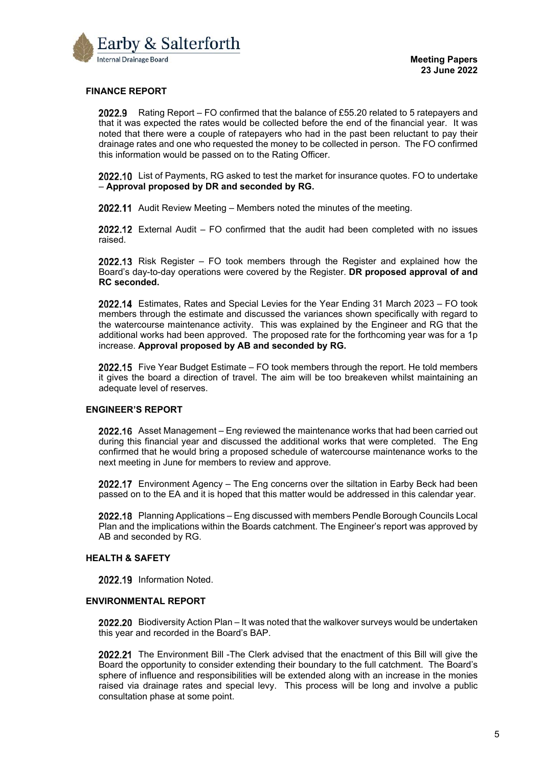## FINANCE REPORT

**2022.9** Rating Report – FO confirmed that the balance of £55.20 related to 5 ratepayers and that it was expected the rates would be collected before the end of the financial year. It was noted that there were a couple of ratepayers who had in the past been reluctant to pay their drainage rates and one who requested the money to be collected in person. The FO confirmed this information would be passed on to the Rating Officer.

**2022.10** List of Payments, RG asked to test the market for insurance quotes. FO to undertake – **Approval proposed by DR and seconded by RG.**

**2022.11** Audit Review Meeting – Members noted the minutes of the meeting.

**2022.12** External Audit – FO confirmed that the audit had been completed with no issues raised.

**2022.13** Risk Register – FO took members through the Register and explained how the Board's day-to-day operations were covered by the Register. **DR proposed approval of and RC seconded.**

**2022.14** Estimates, Rates and Special Levies for the Year Ending 31 March 2023 – FO took members through the estimate and discussed the variances shown specifically with regard to the watercourse maintenance activity. This was explained by the Engineer and RG that the additional works had been approved. The proposed rate for the forthcoming year was for a 1p increase. **Approval proposed by AB and seconded by RG.**

**2022.15** Five Year Budget Estimate – FO took members through the report. He told members it gives the board a direction of travel. The aim will be too breakeven whilst maintaining an adequate level of reserves.

## ENGINEER'S REPORT

**2022.16** Asset Management – Eng reviewed the maintenance works that had been carried out during this financial year and discussed the additional works that were completed. The Eng confirmed that he would bring a proposed schedule of watercourse maintenance works to the next meeting in June for members to review and approve.

**2022.17** Environment Agency – The Eng concerns over the siltation in Earby Beck had been passed on to the EA and it is hoped that this matter would be addressed in this calendar year.

**2022.18** Planning Applications – Eng discussed with members Pendle Borough Councils Local Plan and the implications within the Boards catchment. The Engineer's report was approved by AB and seconded by RG.

## HEALTH & SAFETY

**2022.19** Information Noted.

## ENVIRONMENTAL REPORT

**2022.20** Biodiversity Action Plan – It was noted that the walkover surveys would be undertaken this year and recorded in the Board's BAP.

**2022.21** The Environment Bill -The Clerk advised that the enactment of this Bill will give the Board the opportunity to consider extending their boundary to the full catchment. The Board's sphere of influence and responsibilities will be extended along with an increase in the monies raised via drainage rates and special levy. This process will be long and involve a public consultation phase at some point.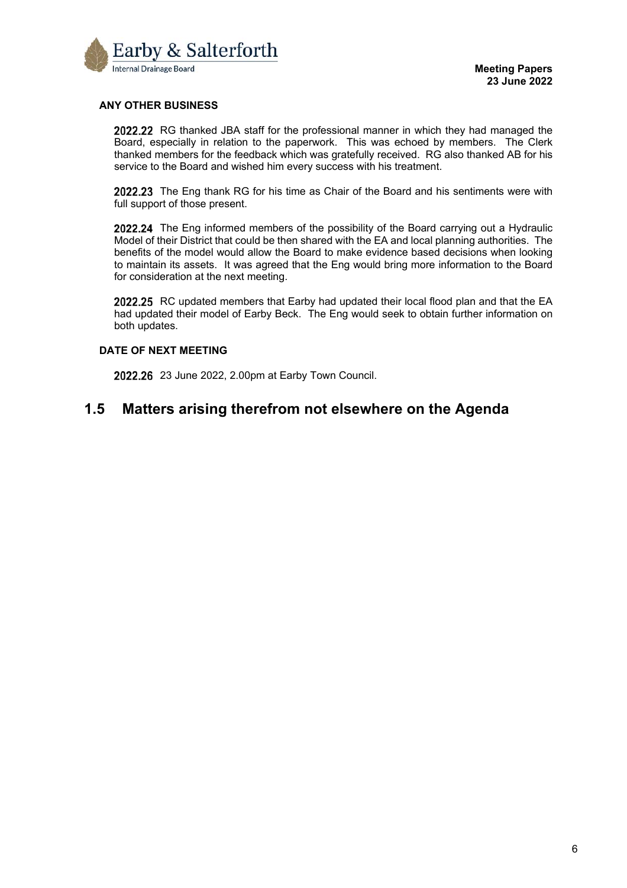### ANY OTHER BUSINESS

**2022.22** RG thanked JBA staff for the professional manner in which they had managed the Board, especially in relation to the paperwork. This was echoed by members. The Clerk thanked members for the feedback which was gratefully received. RG also thanked AB for his service to the Board and wished him every success with his treatment.

**2022.23** The Eng thank RG for his time as Chair of the Board and his sentiments were with full support of those present.

**2022.24** The Eng informed members of the possibility of the Board carrying out a Hydraulic Model of their District that could be then shared with the EA and local planning authorities. The benefits of the model would allow the Board to make evidence based decisions when looking to maintain its assets. It was agreed that the Eng would bring more information to the Board for consideration at the next meeting.

**2022.25** RC updated members that Earby had updated their local flood plan and that the EA had updated their model of Earby Beck. The Eng would seek to obtain further information on both updates.

### DATE OF NEXT MEETING

**2022.26** 23 June 2022, 2.00pm at Earby Town Council.

## 1.5 Matters arising therefrom not elsewhere on the Agenda